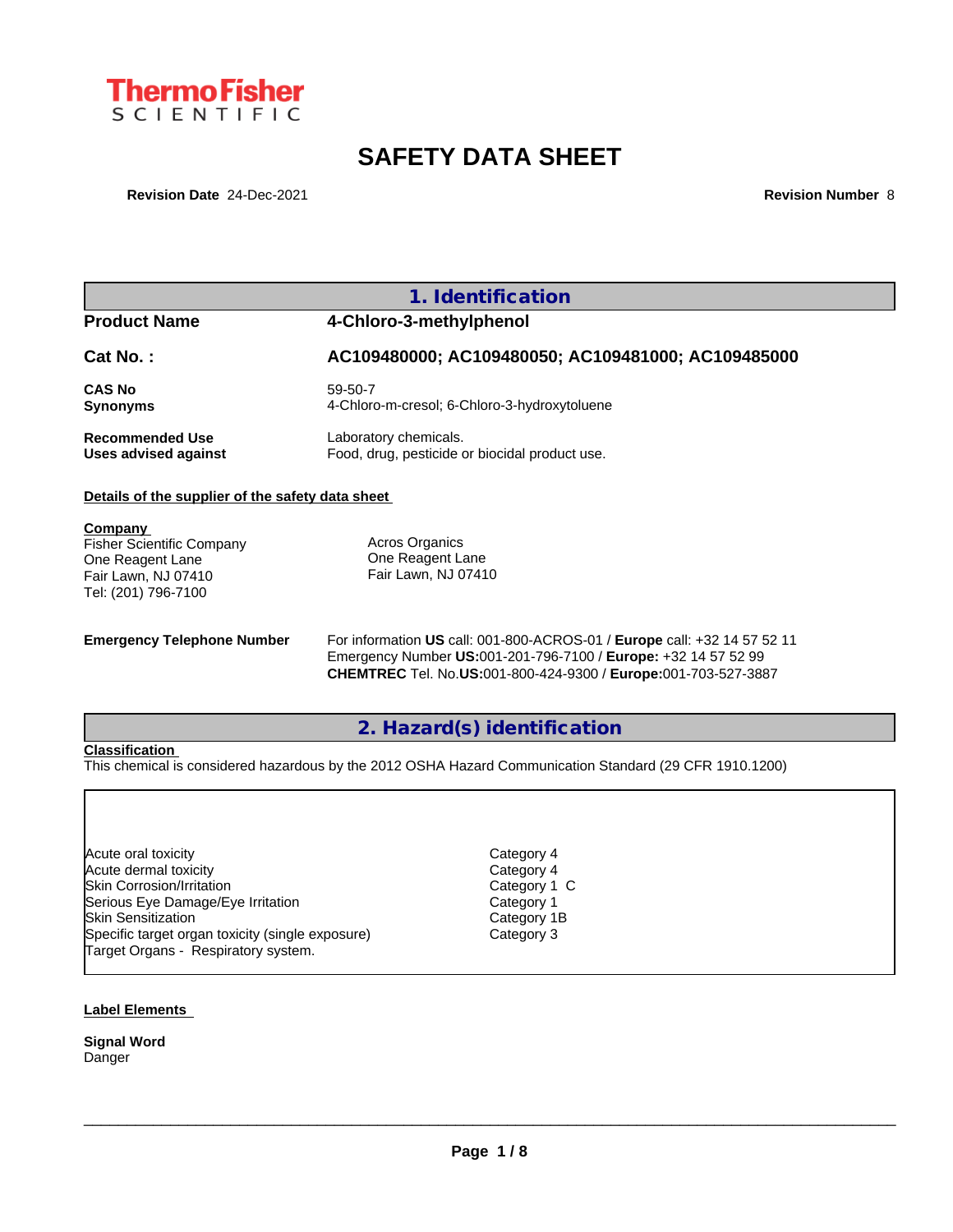ThermoFisher SCIENTIFIC

# SAFETY DATA SHEET

**Revision Date** 24-Dec-2021 **Revision Number** 8

## 1. Identification

| | |
|---|---|
| **Product Name** | **4-Chloro-3-methylphenol** |
| **Cat No. :** | **AC109480000; AC109480050; AC109481000; AC109485000** |
| **CAS No** | 59-50-7 |
| **Synonyms** | 4-Chloro-m-cresol; 6-Chloro-3-hydroxytoluene |
| **Recommended Use** | Laboratory chemicals. |
| **Uses advised against** | Food, drug, pesticide or biocidal product use. |

**Details of the supplier of the safety data sheet**

**Company**
Fisher Scientific Company
One Reagent Lane
Fair Lawn, NJ 07410
Tel: (201) 796-7100

Acros Organics
One Reagent Lane
Fair Lawn, NJ 07410

**Emergency Telephone Number**
For information **US** call: 001-800-ACROS-01 / **Europe** call: +32 14 57 52 11
Emergency Number **US:**001-201-796-7100 / **Europe:** +32 14 57 52 99
**CHEMTREC** Tel. No.**US:**001-800-424-9300 / **Europe:**001-703-527-3887

## 2. Hazard(s) identification

**Classification**
This chemical is considered hazardous by the 2012 OSHA Hazard Communication Standard (29 CFR 1910.1200)

| | |
|---|---|
| Acute oral toxicity | Category 4 |
| Acute dermal toxicity | Category 4 |
| Skin Corrosion/Irritation | Category 1 C |
| Serious Eye Damage/Eye Irritation | Category 1 |
| Skin Sensitization | Category 1B |
| Specific target organ toxicity (single exposure) | Category 3 |
| Target Organs - Respiratory system. | |

**Label Elements**

**Signal Word**
Danger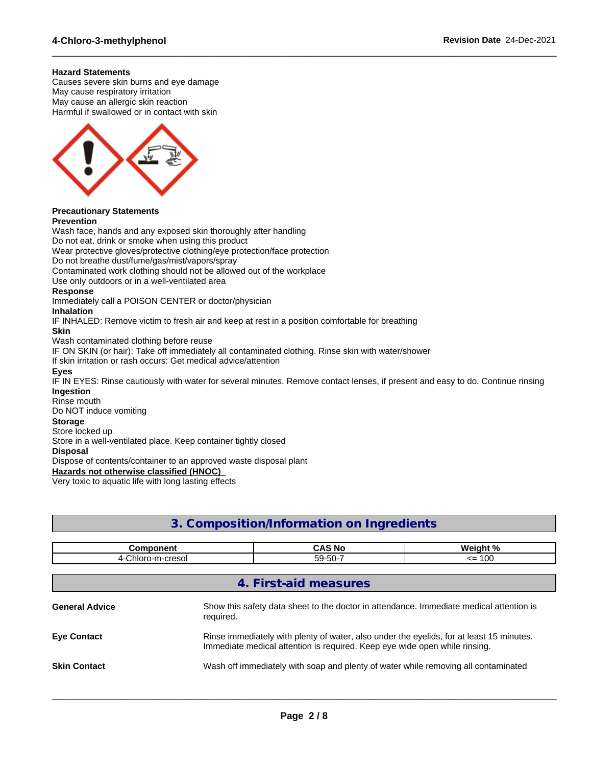**Hazard Statements**
Causes severe skin burns and eye damage
May cause respiratory irritation
May cause an allergic skin reaction
Harmful if swallowed or in contact with skin

**Precautionary Statements**
**Prevention**
Wash face, hands and any exposed skin thoroughly after handling
Do not eat, drink or smoke when using this product
Wear protective gloves/protective clothing/eye protection/face protection
Do not breathe dust/fume/gas/mist/vapors/spray
Contaminated work clothing should not be allowed out of the workplace
Use only outdoors or in a well-ventilated area
**Response**
Immediately call a POISON CENTER or doctor/physician
**Inhalation**
IF INHALED: Remove victim to fresh air and keep at rest in a position comfortable for breathing
**Skin**
Wash contaminated clothing before reuse
IF ON SKIN (or hair): Take off immediately all contaminated clothing. Rinse skin with water/shower
If skin irritation or rash occurs: Get medical advice/attention
**Eyes**
IF IN EYES: Rinse cautiously with water for several minutes. Remove contact lenses, if present and easy to do. Continue rinsing
**Ingestion**
Rinse mouth
Do NOT induce vomiting
**Storage**
Store locked up
Store in a well-ventilated place. Keep container tightly closed
**Disposal**
Dispose of contents/container to an approved waste disposal plant
**Hazards not otherwise classified (HNOC)**
Very toxic to aquatic life with long lasting effects

## 3. Composition/Information on Ingredients

| Component | CAS No | Weight % |
|---|---|---|
| 4-Chloro-m-cresol | 59-50-7 | <= 100 |

## 4. First-aid measures

**General Advice**
Show this safety data sheet to the doctor in attendance. Immediate medical attention is required.

**Eye Contact**
Rinse immediately with plenty of water, also under the eyelids, for at least 15 minutes. Immediate medical attention is required. Keep eye wide open while rinsing.

**Skin Contact**
Wash off immediately with soap and plenty of water while removing all contaminated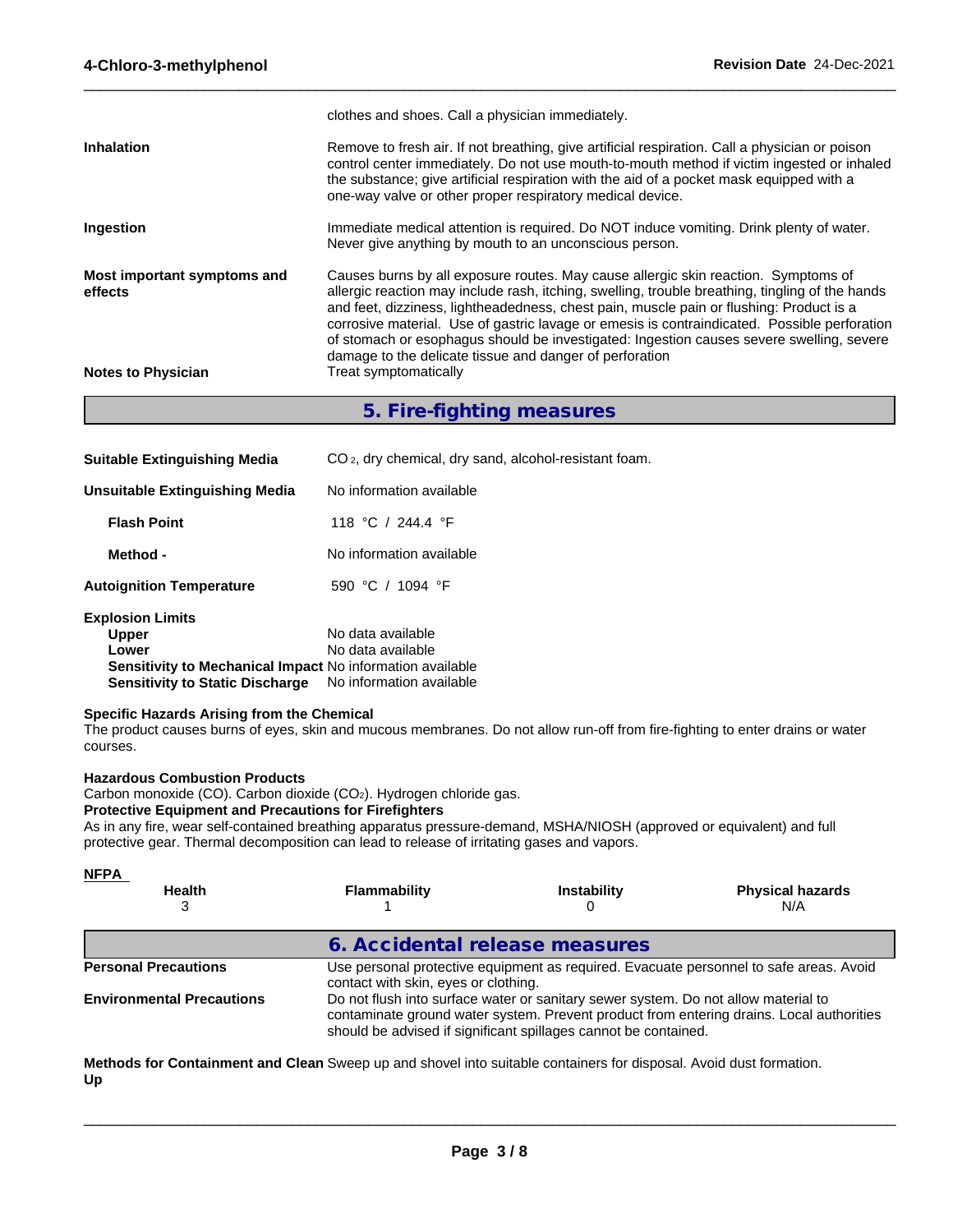clothes and shoes. Call a physician immediately.

**Inhalation**
Remove to fresh air. If not breathing, give artificial respiration. Call a physician or poison control center immediately. Do not use mouth-to-mouth method if victim ingested or inhaled the substance; give artificial respiration with the aid of a pocket mask equipped with a one-way valve or other proper respiratory medical device.

**Ingestion**
Immediate medical attention is required. Do NOT induce vomiting. Drink plenty of water. Never give anything by mouth to an unconscious person.

**Most important symptoms and effects**
Causes burns by all exposure routes. May cause allergic skin reaction. Symptoms of allergic reaction may include rash, itching, swelling, trouble breathing, tingling of the hands and feet, dizziness, lightheadedness, chest pain, muscle pain or flushing: Product is a corrosive material. Use of gastric lavage or emesis is contraindicated. Possible perforation of stomach or esophagus should be investigated: Ingestion causes severe swelling, severe damage to the delicate tissue and danger of perforation

**Notes to Physician**
Treat symptomatically

## 5. Fire-fighting measures

**Suitable Extinguishing Media**
$CO_2$, dry chemical, dry sand, alcohol-resistant foam.

**Unsuitable Extinguishing Media**
No information available

**Flash Point**
118 °C / 244.4 °F

**Method -**
No information available

**Autoignition Temperature**
590 °C / 1094 °F

**Explosion Limits**
**Upper** No data available
**Lower** No data available
**Sensitivity to Mechanical Impact** No information available
**Sensitivity to Static Discharge** No information available

**Specific Hazards Arising from the Chemical**
The product causes burns of eyes, skin and mucous membranes. Do not allow run-off from fire-fighting to enter drains or water courses.

**Hazardous Combustion Products**
Carbon monoxide (CO). Carbon dioxide ($CO_2$). Hydrogen chloride gas.

**Protective Equipment and Precautions for Firefighters**
As in any fire, wear self-contained breathing apparatus pressure-demand, MSHA/NIOSH (approved or equivalent) and full protective gear. Thermal decomposition can lead to release of irritating gases and vapors.

**NFPA**

| Health | Flammability | Instability | Physical hazards |
|---|---|---|---|
| 3 | 1 | 0 | N/A |

## 6. Accidental release measures

**Personal Precautions**
Use personal protective equipment as required. Evacuate personnel to safe areas. Avoid contact with skin, eyes or clothing.

**Environmental Precautions**
Do not flush into surface water or sanitary sewer system. Do not allow material to contaminate ground water system. Prevent product from entering drains. Local authorities should be advised if significant spillages cannot be contained.

**Methods for Containment and Clean Up**
Sweep up and shovel into suitable containers for disposal. Avoid dust formation.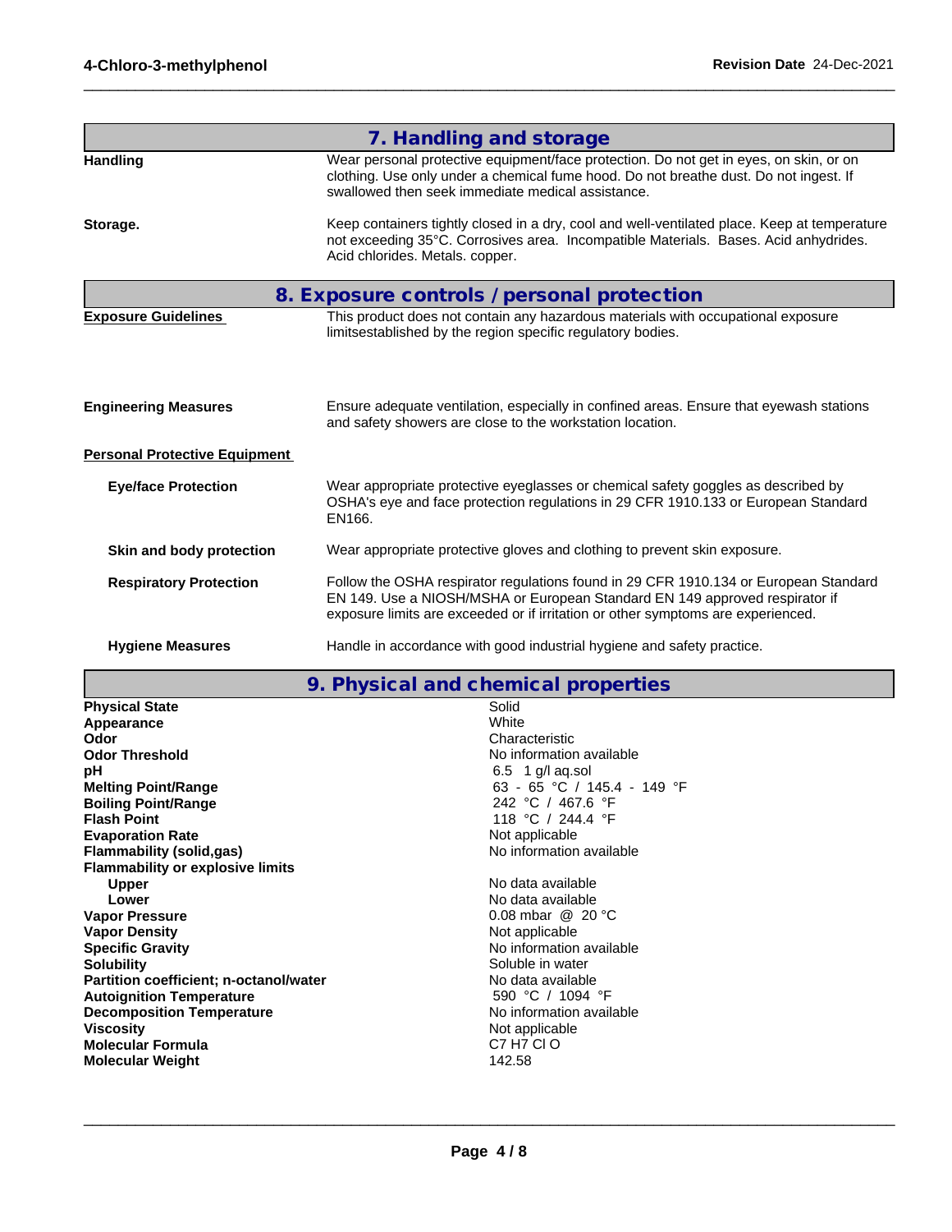## 7. Handling and storage

**Handling**
Wear personal protective equipment/face protection. Do not get in eyes, on skin, or on clothing. Use only under a chemical fume hood. Do not breathe dust. Do not ingest. If swallowed then seek immediate medical assistance.

**Storage.**
Keep containers tightly closed in a dry, cool and well-ventilated place. Keep at temperature not exceeding 35°C. Corrosives area. Incompatible Materials. Bases. Acid anhydrides. Acid chlorides. Metals. copper.

## 8. Exposure controls / personal protection

**Exposure Guidelines**
This product does not contain any hazardous materials with occupational exposure limitsestablished by the region specific regulatory bodies.

**Engineering Measures**
Ensure adequate ventilation, especially in confined areas. Ensure that eyewash stations and safety showers are close to the workstation location.

**Personal Protective Equipment**

**Eye/face Protection**
Wear appropriate protective eyeglasses or chemical safety goggles as described by OSHA's eye and face protection regulations in 29 CFR 1910.133 or European Standard EN166.

**Skin and body protection**
Wear appropriate protective gloves and clothing to prevent skin exposure.

**Respiratory Protection**
Follow the OSHA respirator regulations found in 29 CFR 1910.134 or European Standard EN 149. Use a NIOSH/MSHA or European Standard EN 149 approved respirator if exposure limits are exceeded or if irritation or other symptoms are experienced.

**Hygiene Measures**
Handle in accordance with good industrial hygiene and safety practice.

## 9. Physical and chemical properties

| Property | Value |
|---|---|
| **Physical State** | Solid |
| **Appearance** | White |
| **Odor** | Characteristic |
| **Odor Threshold** | No information available |
| **pH** | 6.5 1 g/l aq.sol |
| **Melting Point/Range** | 63 - 65 °C / 145.4 - 149 °F |
| **Boiling Point/Range** | 242 °C / 467.6 °F |
| **Flash Point** | 118 °C / 244.4 °F |
| **Evaporation Rate** | Not applicable |
| **Flammability (solid,gas)** | No information available |
| **Flammability or explosive limits** | |
| **Upper** | No data available |
| **Lower** | No data available |
| **Vapor Pressure** | 0.08 mbar @ 20 °C |
| **Vapor Density** | Not applicable |
| **Specific Gravity** | No information available |
| **Solubility** | Soluble in water |
| **Partition coefficient; n-octanol/water** | No data available |
| **Autoignition Temperature** | 590 °C / 1094 °F |
| **Decomposition Temperature** | No information available |
| **Viscosity** | Not applicable |
| **Molecular Formula** | C7 H7 Cl O |
| **Molecular Weight** | 142.58 |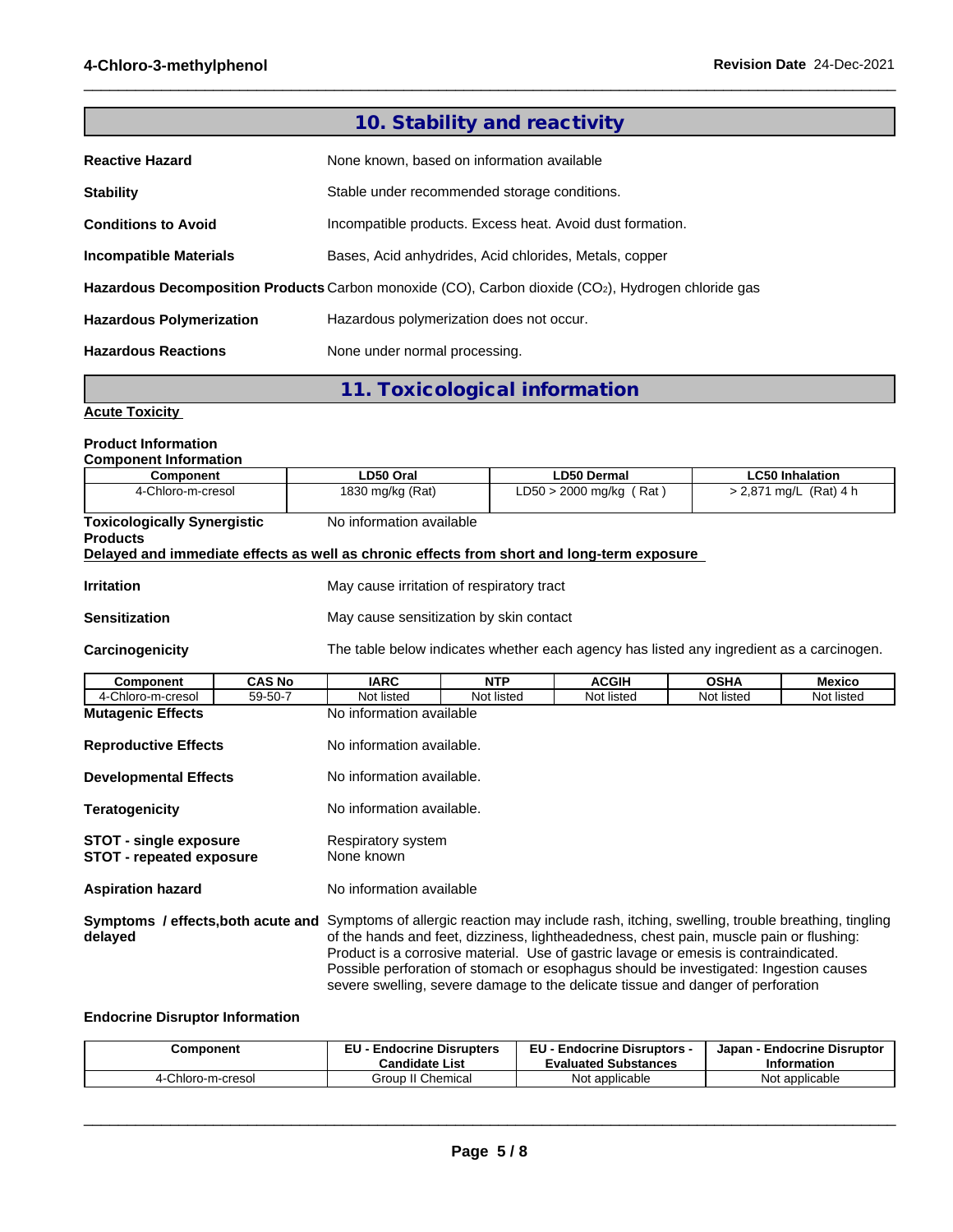## 10. Stability and reactivity

**Reactive Hazard** None known, based on information available

**Stability** Stable under recommended storage conditions.

**Conditions to Avoid** Incompatible products. Excess heat. Avoid dust formation.

**Incompatible Materials** Bases, Acid anhydrides, Acid chlorides, Metals, copper

**Hazardous Decomposition Products** Carbon monoxide (CO), Carbon dioxide ($CO_2$), Hydrogen chloride gas

**Hazardous Polymerization** Hazardous polymerization does not occur.

**Hazardous Reactions** None under normal processing.

## 11. Toxicological information

**Acute Toxicity**

**Product Information**
**Component Information**

| Component | LD50 Oral | LD50 Dermal | LC50 Inhalation |
|---|---|---|---|
| 4-Chloro-m-cresol | 1830 mg/kg (Rat) | LD50 > 2000 mg/kg ( Rat ) | > 2,871 mg/L (Rat) 4 h |

**Toxicologically Synergistic Products** No information available

**Delayed and immediate effects as well as chronic effects from short and long-term exposure**

**Irritation** May cause irritation of respiratory tract

**Sensitization** May cause sensitization by skin contact

**Carcinogenicity** The table below indicates whether each agency has listed any ingredient as a carcinogen.

| Component | CAS No | IARC | NTP | ACGIH | OSHA | Mexico |
|---|---|---|---|---|---|---|
| 4-Chloro-m-cresol | 59-50-7 | Not listed | Not listed | Not listed | Not listed | Not listed |

**Mutagenic Effects** No information available

**Reproductive Effects** No information available.

**Developmental Effects** No information available.

**Teratogenicity** No information available.

**STOT - single exposure** Respiratory system
**STOT - repeated exposure** None known

**Aspiration hazard** No information available

**Symptoms / effects,both acute and delayed** Symptoms of allergic reaction may include rash, itching, swelling, trouble breathing, tingling of the hands and feet, dizziness, lightheadedness, chest pain, muscle pain or flushing: Product is a corrosive material. Use of gastric lavage or emesis is contraindicated. Possible perforation of stomach or esophagus should be investigated: Ingestion causes severe swelling, severe damage to the delicate tissue and danger of perforation

**Endocrine Disruptor Information**

| Component | EU - Endocrine Disrupters Candidate List | EU - Endocrine Disruptors - Evaluated Substances | Japan - Endocrine Disruptor Information |
|---|---|---|---|
| 4-Chloro-m-cresol | Group II Chemical | Not applicable | Not applicable |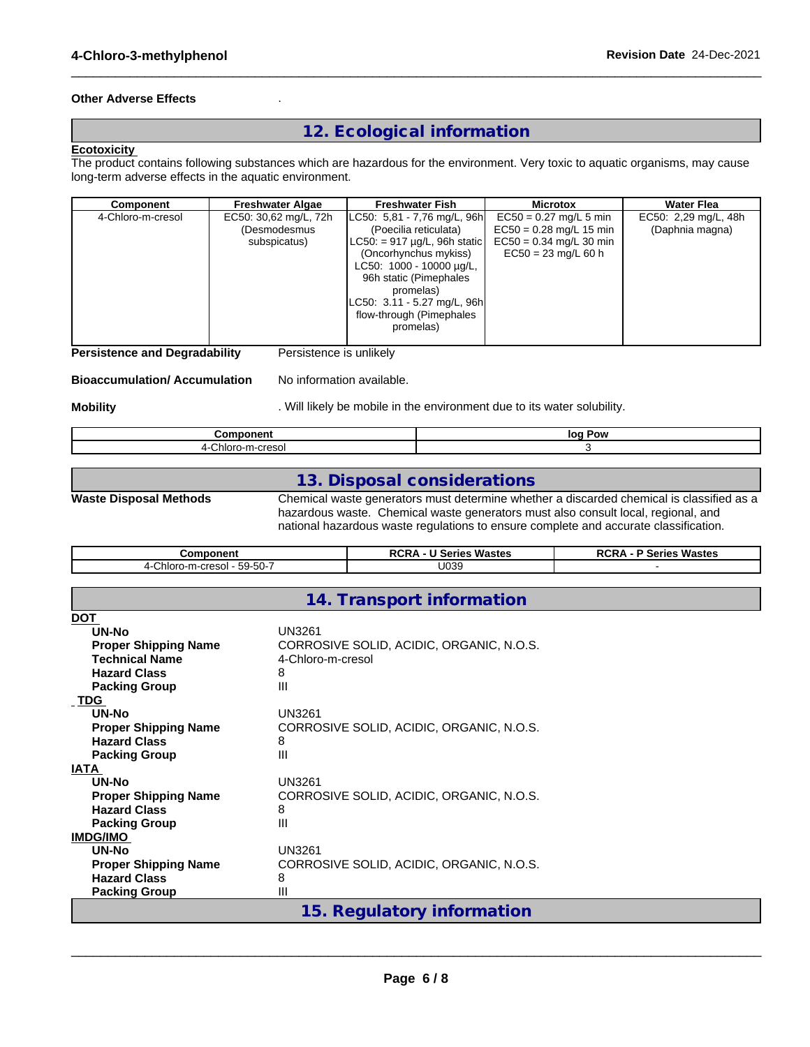**Other Adverse Effects** .

## 12. Ecological information

**Ecotoxicity**

The product contains following substances which are hazardous for the environment. Very toxic to aquatic organisms, may cause long-term adverse effects in the aquatic environment.

| Component | Freshwater Algae | Freshwater Fish | Microtox | Water Flea |
|---|---|---|---|---|
| 4-Chloro-m-cresol | EC50: 30,62 mg/L, 72h (Desmodesmus subspicatus) | LC50: 5,81 - 7,76 mg/L, 96h (Poecilia reticulata) LC50: = 917 µg/L, 96h static (Oncorhynchus mykiss) LC50: 1000 - 10000 µg/L, 96h static (Pimephales promelas) LC50: 3.11 - 5.27 mg/L, 96h flow-through (Pimephales promelas) | EC50 = 0.27 mg/L 5 min EC50 = 0.28 mg/L 15 min EC50 = 0.34 mg/L 30 min EC50 = 23 mg/L 60 h | EC50: 2,29 mg/L, 48h (Daphnia magna) |

**Persistence and Degradability** Persistence is unlikely

**Bioaccumulation/ Accumulation** No information available.

**Mobility** . Will likely be mobile in the environment due to its water solubility.

| Component | log Pow |
|---|---|
| 4-Chloro-m-cresol | 3 |

## 13. Disposal considerations

**Waste Disposal Methods** Chemical waste generators must determine whether a discarded chemical is classified as a hazardous waste. Chemical waste generators must also consult local, regional, and national hazardous waste regulations to ensure complete and accurate classification.

| Component | RCRA - U Series Wastes | RCRA - P Series Wastes |
|---|---|---|
| 4-Chloro-m-cresol - 59-50-7 | U039 | - |

## 14. Transport information

**DOT**

- **UN-No** UN3261
- **Proper Shipping Name** CORROSIVE SOLID, ACIDIC, ORGANIC, N.O.S.
- **Technical Name** 4-Chloro-m-cresol
- **Hazard Class** 8
- **Packing Group** III

**TDG**

- **UN-No** UN3261
- **Proper Shipping Name** CORROSIVE SOLID, ACIDIC, ORGANIC, N.O.S.
- **Hazard Class** 8
- **Packing Group** III

**IATA**

- **UN-No** UN3261
- **Proper Shipping Name** CORROSIVE SOLID, ACIDIC, ORGANIC, N.O.S.
- **Hazard Class** 8
- **Packing Group** III

**IMDG/IMO**

- **UN-No** UN3261
- **Proper Shipping Name** CORROSIVE SOLID, ACIDIC, ORGANIC, N.O.S.
- **Hazard Class** 8
- **Packing Group** III

## 15. Regulatory information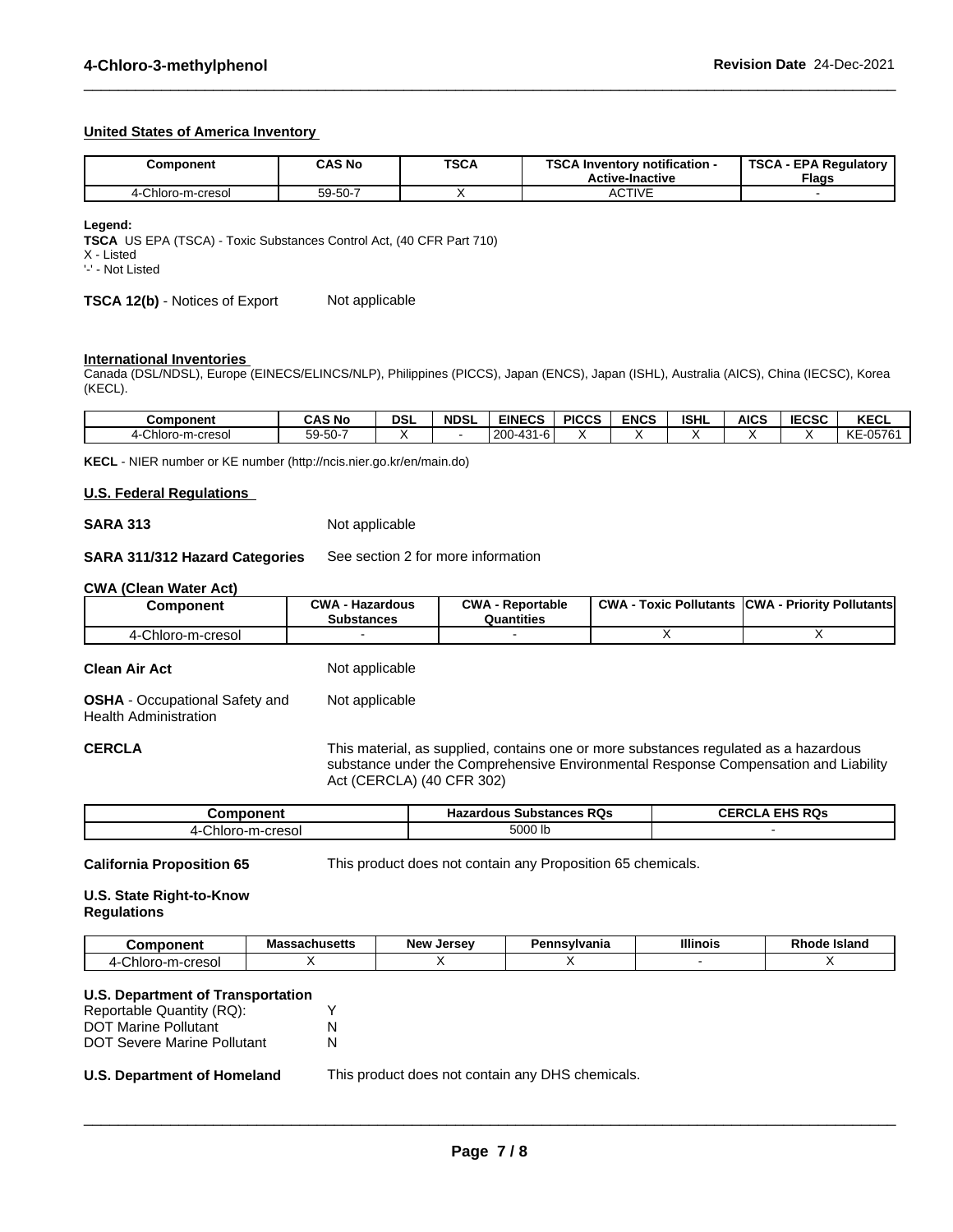### United States of America Inventory

| Component | CAS No | TSCA | TSCA Inventory notification - Active-Inactive | TSCA - EPA Regulatory Flags |
|---|---|---|---|---|
| 4-Chloro-m-cresol | 59-50-7 | X | ACTIVE | - |

**Legend:**
**TSCA** US EPA (TSCA) - Toxic Substances Control Act, (40 CFR Part 710)
X - Listed
'-' - Not Listed

**TSCA 12(b)** - Notices of Export Not applicable

### International Inventories

Canada (DSL/NDSL), Europe (EINECS/ELINCS/NLP), Philippines (PICCS), Japan (ENCS), Japan (ISHL), Australia (AICS), China (IECSC), Korea (KECL).

| Component | CAS No | DSL | NDSL | EINECS | PICCS | ENCS | ISHL | AICS | IECSC | KECL |
|---|---|---|---|---|---|---|---|---|---|---|
| 4-Chloro-m-cresol | 59-50-7 | X | - | 200-431-6 | X | X | X | X | X | KE-05761 |

**KECL** - NIER number or KE number (http://ncis.nier.go.kr/en/main.do)

### U.S. Federal Regulations

**SARA 313** Not applicable

**SARA 311/312 Hazard Categories** See section 2 for more information

**CWA (Clean Water Act)**

| Component | CWA - Hazardous Substances | CWA - Reportable Quantities | CWA - Toxic Pollutants | CWA - Priority Pollutants |
|---|---|---|---|---|
| 4-Chloro-m-cresol | - | - | X | X |

**Clean Air Act** Not applicable

**OSHA** - Occupational Safety and Health Administration Not applicable

**CERCLA** This material, as supplied, contains one or more substances regulated as a hazardous substance under the Comprehensive Environmental Response Compensation and Liability Act (CERCLA) (40 CFR 302)

| Component | Hazardous Substances RQs | CERCLA EHS RQs |
|---|---|---|
| 4-Chloro-m-cresol | 5000 lb | - |

**California Proposition 65** This product does not contain any Proposition 65 chemicals.

**U.S. State Right-to-Know Regulations**

| Component | Massachusetts | New Jersey | Pennsylvania | Illinois | Rhode Island |
|---|---|---|---|---|---|
| 4-Chloro-m-cresol | X | X | X | - | X |

**U.S. Department of Transportation**
Reportable Quantity (RQ): Y
DOT Marine Pollutant N
DOT Severe Marine Pollutant N

**U.S. Department of Homeland** This product does not contain any DHS chemicals.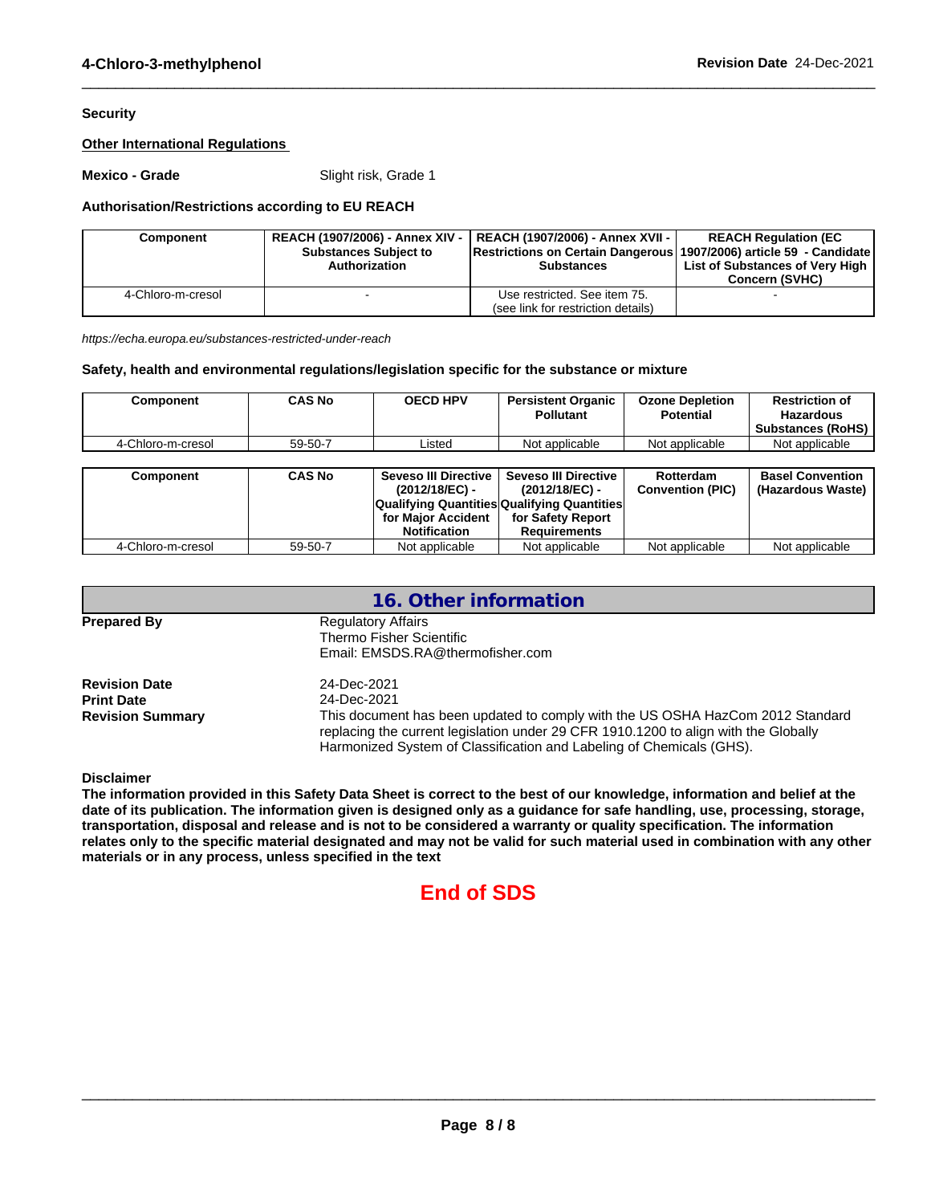**Security**

**Other International Regulations**

**Mexico - Grade** Slight risk, Grade 1

**Authorisation/Restrictions according to EU REACH**

| Component | REACH (1907/2006) - Annex XIV - Substances Subject to Authorization | REACH (1907/2006) - Annex XVII - Restrictions on Certain Dangerous Substances | REACH Regulation (EC 1907/2006) article 59 - Candidate List of Substances of Very High Concern (SVHC) |
|---|---|---|---|
| 4-Chloro-m-cresol | - | Use restricted. See item 75. (see link for restriction details) | - |

*https://echa.europa.eu/substances-restricted-under-reach*

**Safety, health and environmental regulations/legislation specific for the substance or mixture**

| Component | CAS No | OECD HPV | Persistent Organic Pollutant | Ozone Depletion Potential | Restriction of Hazardous Substances (RoHS) |
|---|---|---|---|---|---|
| 4-Chloro-m-cresol | 59-50-7 | Listed | Not applicable | Not applicable | Not applicable |

| Component | CAS No | Seveso III Directive (2012/18/EC) - Qualifying Quantities for Major Accident Notification | Seveso III Directive (2012/18/EC) - Qualifying Quantities for Safety Report Requirements | Rotterdam Convention (PIC) | Basel Convention (Hazardous Waste) |
|---|---|---|---|---|---|
| 4-Chloro-m-cresol | 59-50-7 | Not applicable | Not applicable | Not applicable | Not applicable |

## 16. Other information

**Prepared By** Regulatory Affairs
Thermo Fisher Scientific
Email: EMSDS.RA@thermofisher.com

**Revision Date** 24-Dec-2021
**Print Date** 24-Dec-2021
**Revision Summary** This document has been updated to comply with the US OSHA HazCom 2012 Standard replacing the current legislation under 29 CFR 1910.1200 to align with the Globally Harmonized System of Classification and Labeling of Chemicals (GHS).

**Disclaimer**
**The information provided in this Safety Data Sheet is correct to the best of our knowledge, information and belief at the date of its publication. The information given is designed only as a guidance for safe handling, use, processing, storage, transportation, disposal and release and is not to be considered a warranty or quality specification. The information relates only to the specific material designated and may not be valid for such material used in combination with any other materials or in any process, unless specified in the text**

**End of SDS**